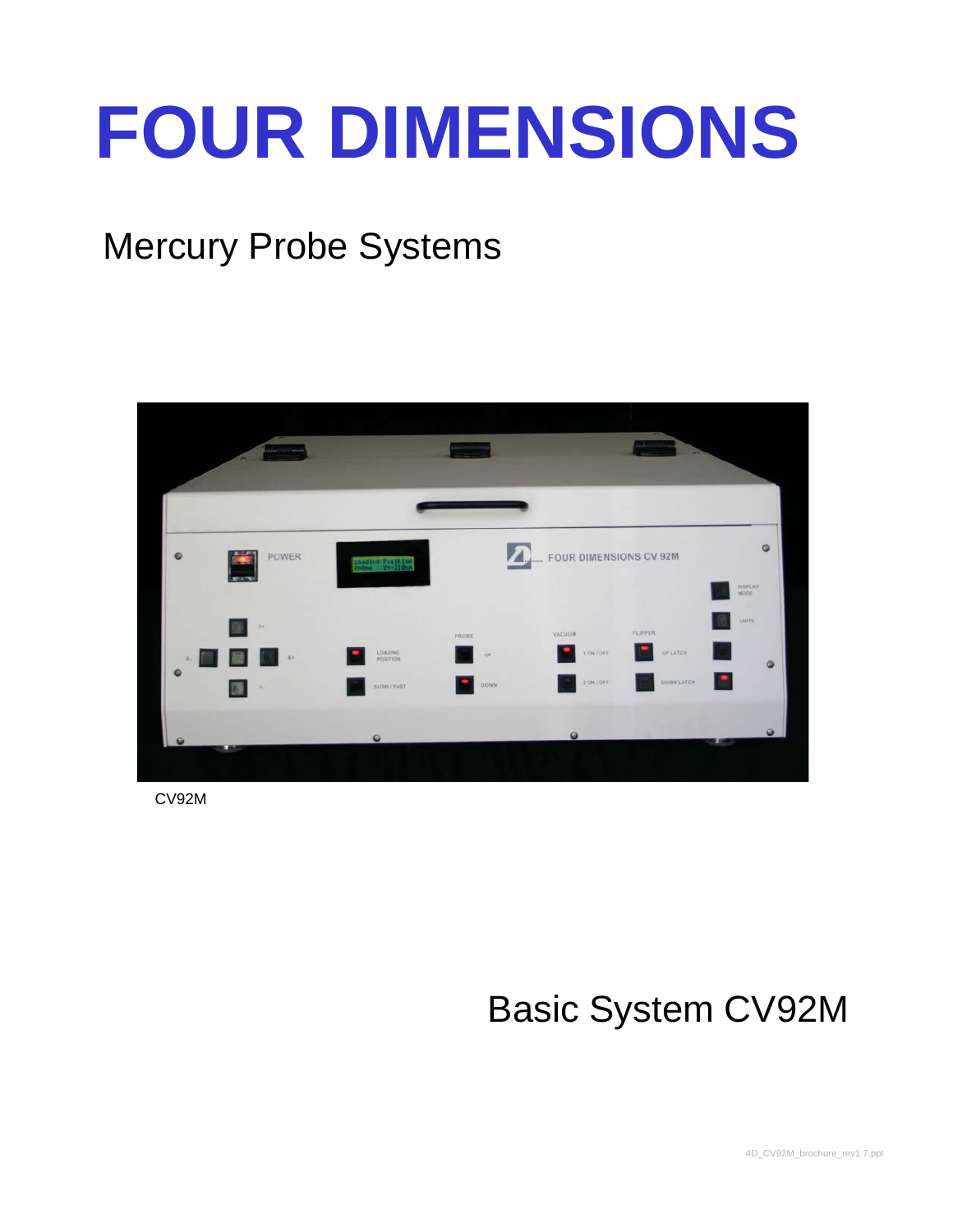# FOUR DIMENSIONS

## Mercury Probe Systems

CV92M

## Basic System CV92M

4D_CV92M_brochure_rev1.7.ppt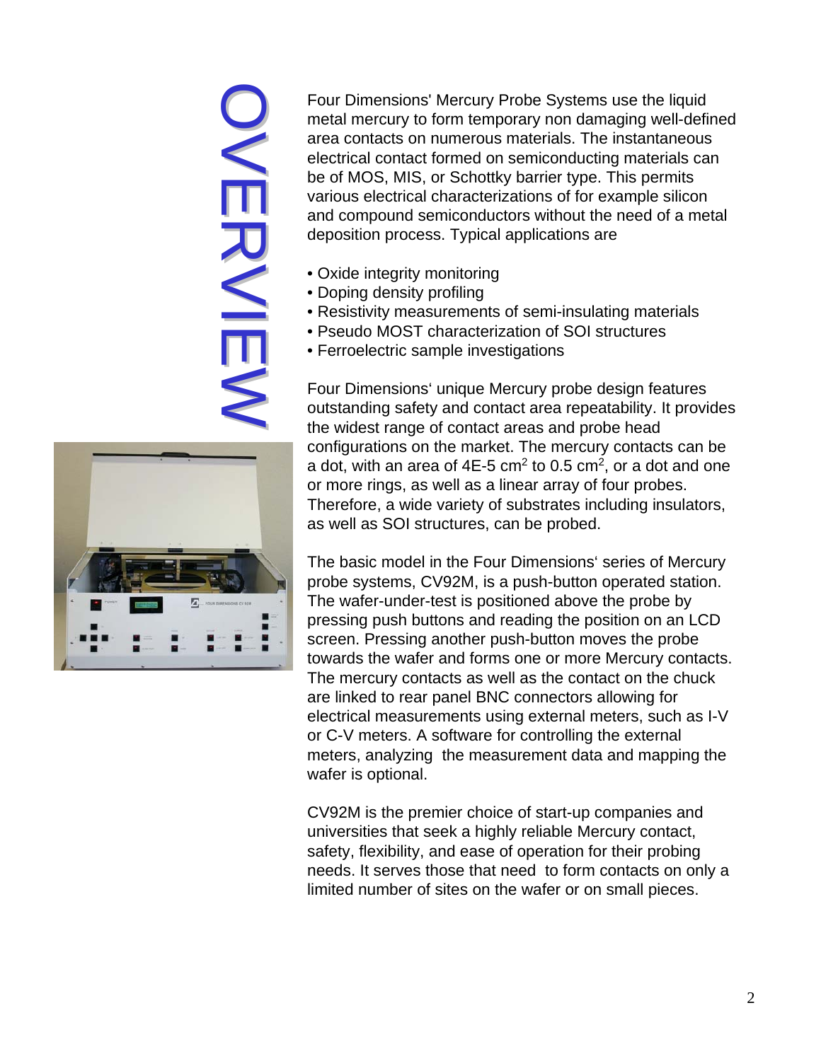# OVERVIEW

Four Dimensions' Mercury Probe Systems use the liquid metal mercury to form temporary non damaging well-defined area contacts on numerous materials. The instantaneous electrical contact formed on semiconducting materials can be of MOS, MIS, or Schottky barrier type. This permits various electrical characterizations of for example silicon and compound semiconductors without the need of a metal deposition process. Typical applications are

- Oxide integrity monitoring
- Doping density profiling
- Resistivity measurements of semi-insulating materials
- Pseudo MOST characterization of SOI structures
- Ferroelectric sample investigations

Four Dimensions' unique Mercury probe design features outstanding safety and contact area repeatability. It provides the widest range of contact areas and probe head configurations on the market. The mercury contacts can be a dot, with an area of 4E-5 $cm^2$ to 0.5 $cm^2$, or a dot and one or more rings, as well as a linear array of four probes. Therefore, a wide variety of substrates including insulators, as well as SOI structures, can be probed.

The basic model in the Four Dimensions' series of Mercury probe systems, CV92M, is a push-button operated station. The wafer-under-test is positioned above the probe by pressing push buttons and reading the position on an LCD screen. Pressing another push-button moves the probe towards the wafer and forms one or more Mercury contacts. The mercury contacts as well as the contact on the chuck are linked to rear panel BNC connectors allowing for electrical measurements using external meters, such as I-V or C-V meters. A software for controlling the external meters, analyzing the measurement data and mapping the wafer is optional.

CV92M is the premier choice of start-up companies and universities that seek a highly reliable Mercury contact, safety, flexibility, and ease of operation for their probing needs. It serves those that need to form contacts on only a limited number of sites on the wafer or on small pieces.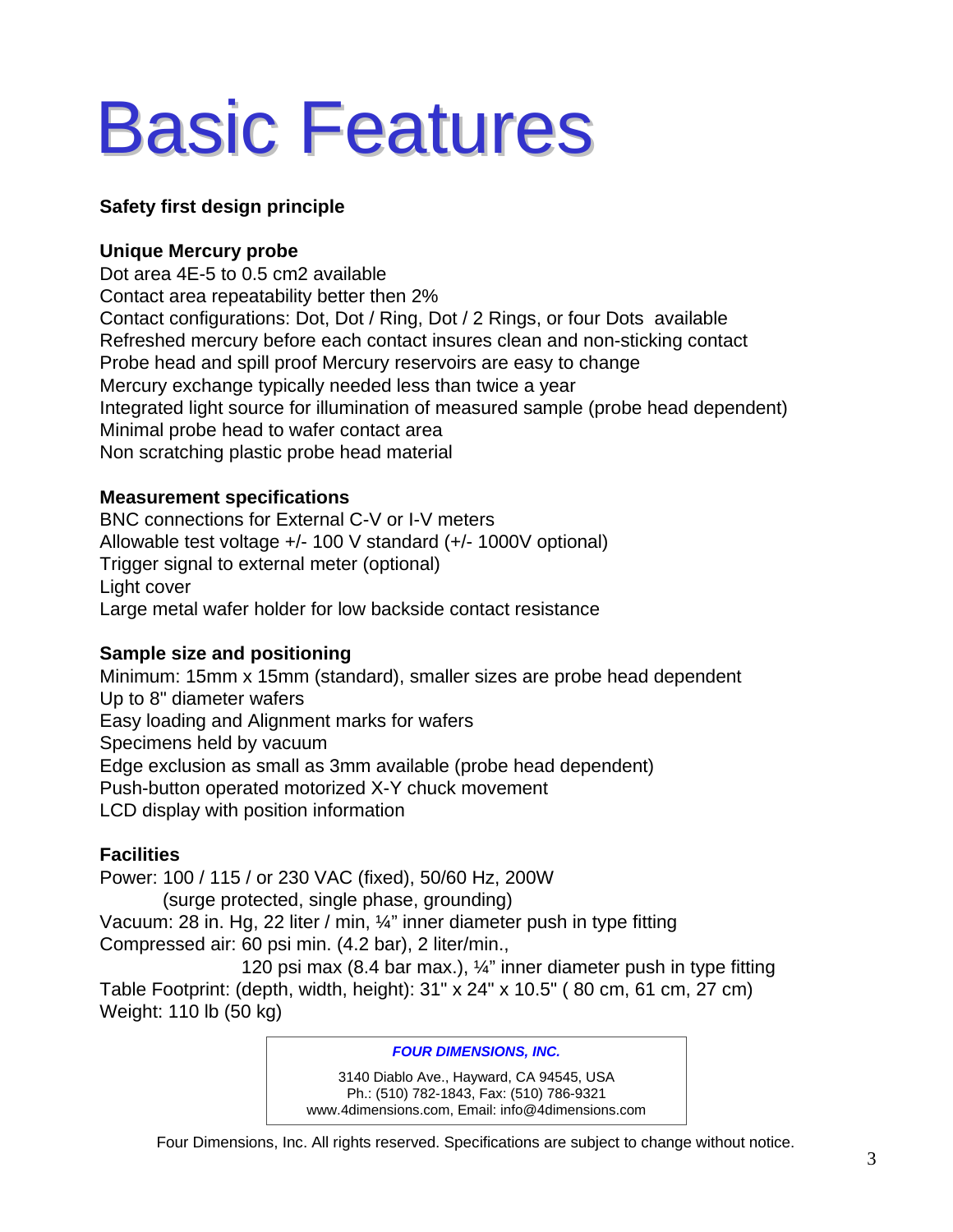# Basic Features

**Safety first design principle**

**Unique Mercury probe**

Dot area 4E-5 to 0.5 cm2 available
Contact area repeatability better then 2%
Contact configurations: Dot, Dot / Ring, Dot / 2 Rings, or four Dots available
Refreshed mercury before each contact insures clean and non-sticking contact
Probe head and spill proof Mercury reservoirs are easy to change
Mercury exchange typically needed less than twice a year
Integrated light source for illumination of measured sample (probe head dependent)
Minimal probe head to wafer contact area
Non scratching plastic probe head material

**Measurement specifications**

BNC connections for External C-V or I-V meters
Allowable test voltage +/- 100 V standard (+/- 1000V optional)
Trigger signal to external meter (optional)
Light cover
Large metal wafer holder for low backside contact resistance

**Sample size and positioning**

Minimum: 15mm x 15mm (standard), smaller sizes are probe head dependent
Up to 8" diameter wafers
Easy loading and Alignment marks for wafers
Specimens held by vacuum
Edge exclusion as small as 3mm available (probe head dependent)
Push-button operated motorized X-Y chuck movement
LCD display with position information

**Facilities**

Power: 100 / 115 / or 230 VAC (fixed), 50/60 Hz, 200W
(surge protected, single phase, grounding)
Vacuum: 28 in. Hg, 22 liter / min, ¼" inner diameter push in type fitting
Compressed air: 60 psi min. (4.2 bar), 2 liter/min.,
120 psi max (8.4 bar max.), ¼" inner diameter push in type fitting
Table Footprint: (depth, width, height): 31" x 24" x 10.5" ( 80 cm, 61 cm, 27 cm)
Weight: 110 lb (50 kg)

***FOUR DIMENSIONS, INC.***

3140 Diablo Ave., Hayward, CA 94545, USA
Ph.: (510) 782-1843, Fax: (510) 786-9321
www.4dimensions.com, Email: info@4dimensions.com

Four Dimensions, Inc. All rights reserved. Specifications are subject to change without notice.